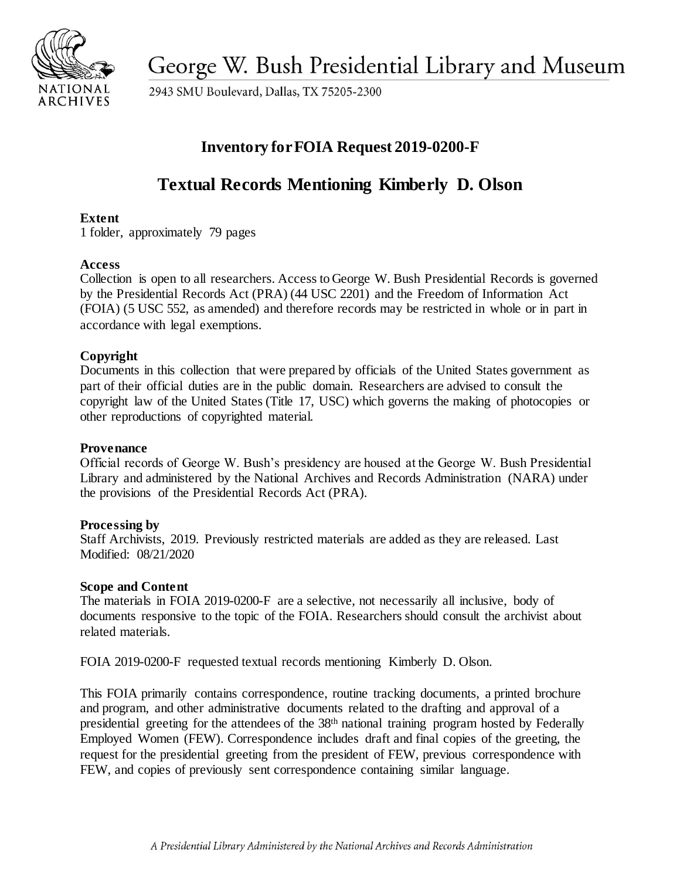George W. Bush Presidential Library and Museum

2943 SMU Boulevard, Dallas, TX 75205-2300

# Inventory for FOIA Request 2019-0200-F

## Textual Records Mentioning Kimberly D. Olson

**Extent**
1 folder, approximately 79 pages

**Access**
Collection is open to all researchers. Access to George W. Bush Presidential Records is governed by the Presidential Records Act (PRA) (44 USC 2201) and the Freedom of Information Act (FOIA) (5 USC 552, as amended) and therefore records may be restricted in whole or in part in accordance with legal exemptions.

**Copyright**
Documents in this collection that were prepared by officials of the United States government as part of their official duties are in the public domain. Researchers are advised to consult the copyright law of the United States (Title 17, USC) which governs the making of photocopies or other reproductions of copyrighted material.

**Provenance**
Official records of George W. Bush's presidency are housed at the George W. Bush Presidential Library and administered by the National Archives and Records Administration (NARA) under the provisions of the Presidential Records Act (PRA).

**Processing by**
Staff Archivists, 2019. Previously restricted materials are added as they are released. Last Modified: 08/21/2020

**Scope and Content**
The materials in FOIA 2019-0200-F are a selective, not necessarily all inclusive, body of documents responsive to the topic of the FOIA. Researchers should consult the archivist about related materials.

FOIA 2019-0200-F requested textual records mentioning Kimberly D. Olson.

This FOIA primarily contains correspondence, routine tracking documents, a printed brochure and program, and other administrative documents related to the drafting and approval of a presidential greeting for the attendees of the 38th national training program hosted by Federally Employed Women (FEW). Correspondence includes draft and final copies of the greeting, the request for the presidential greeting from the president of FEW, previous correspondence with FEW, and copies of previously sent correspondence containing similar language.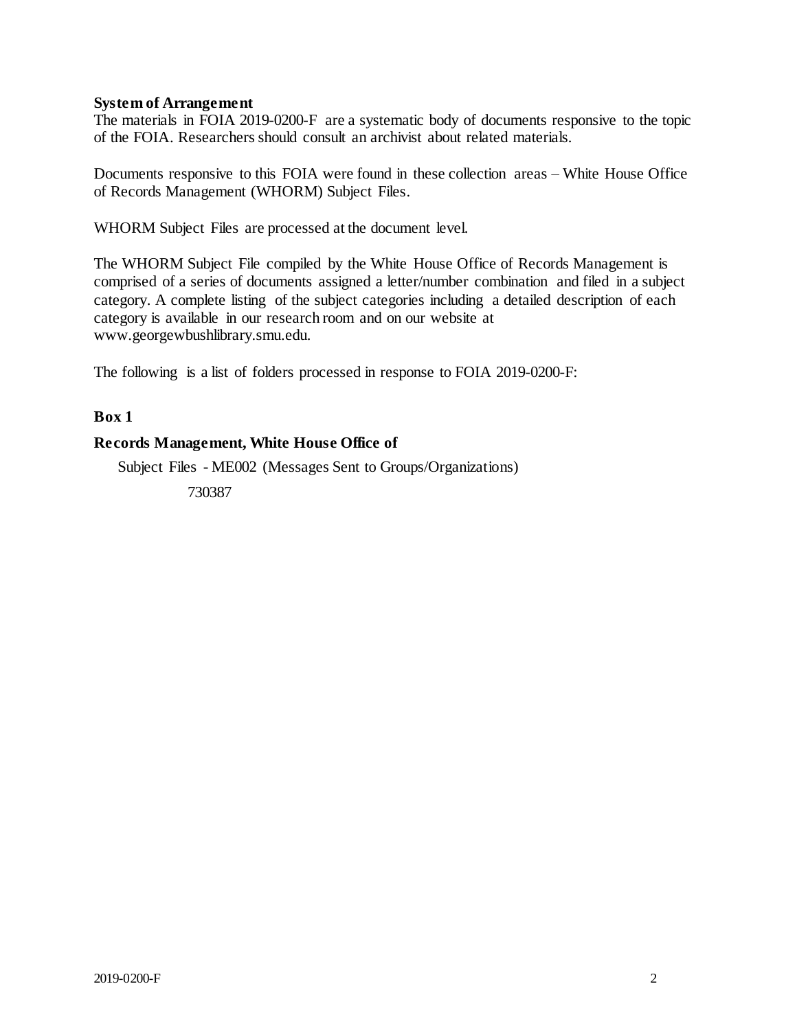**System of Arrangement**

The materials in FOIA 2019-0200-F are a systematic body of documents responsive to the topic of the FOIA. Researchers should consult an archivist about related materials.

Documents responsive to this FOIA were found in these collection areas – White House Office of Records Management (WHORM) Subject Files.

WHORM Subject Files are processed at the document level.

The WHORM Subject File compiled by the White House Office of Records Management is comprised of a series of documents assigned a letter/number combination and filed in a subject category. A complete listing of the subject categories including a detailed description of each category is available in our research room and on our website at www.georgewbushlibrary.smu.edu.

The following is a list of folders processed in response to FOIA 2019-0200-F:

**Box 1**

**Records Management, White House Office of**

Subject Files - ME002 (Messages Sent to Groups/Organizations)

730387